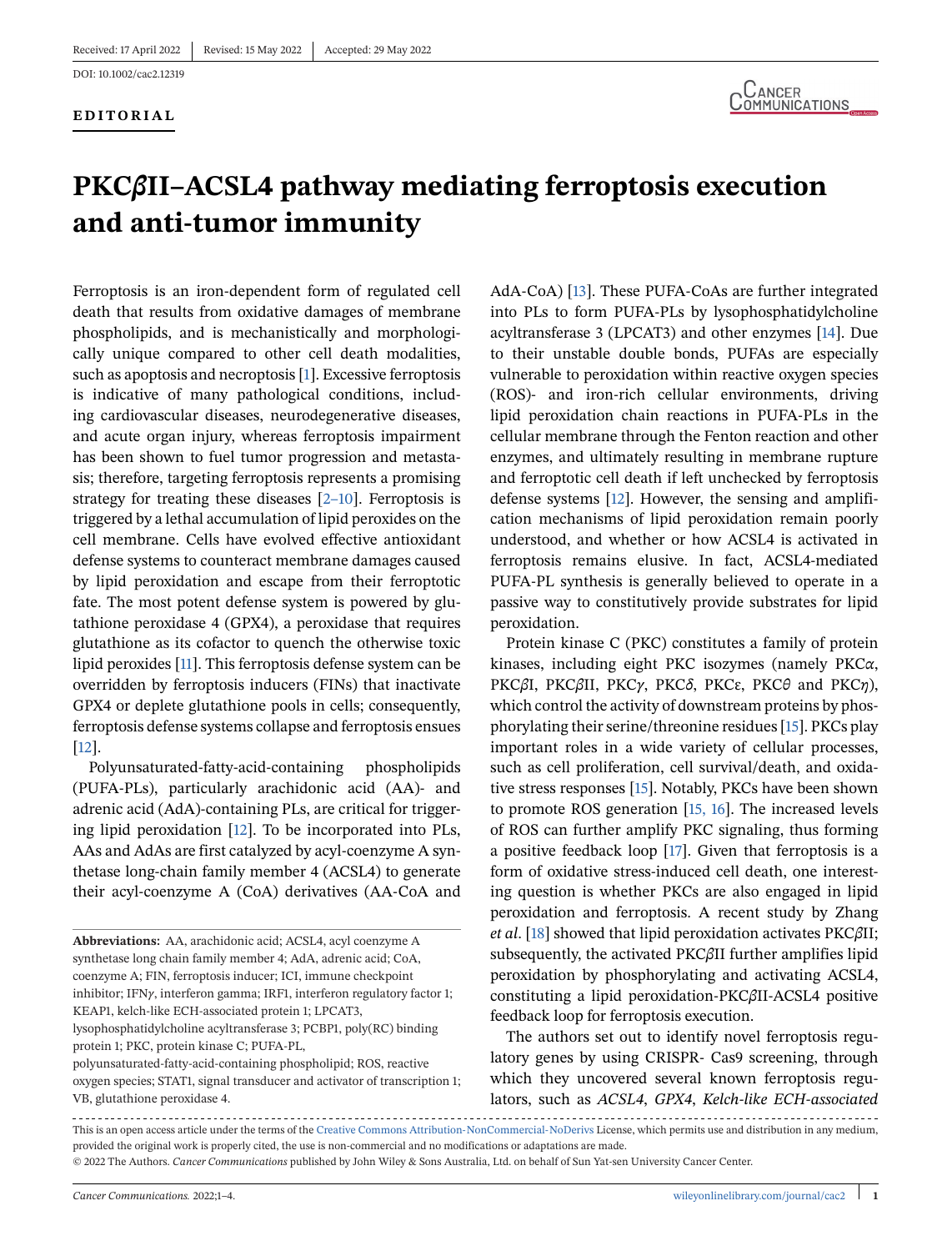Received: 17 April 2022 | Revised: 15 May 2022 | Accepted: 29 May 2022

DOI: 10.1002/cac2.12319

**EDITORIAL**

# PKCβII–ACSL4 pathway mediating ferroptosis execution and anti-tumor immunity

Ferroptosis is an iron-dependent form of regulated cell death that results from oxidative damages of membrane phospholipids, and is mechanistically and morphologically unique compared to other cell death modalities, such as apoptosis and necroptosis [1]. Excessive ferroptosis is indicative of many pathological conditions, including cardiovascular diseases, neurodegenerative diseases, and acute organ injury, whereas ferroptosis impairment has been shown to fuel tumor progression and metastasis; therefore, targeting ferroptosis represents a promising strategy for treating these diseases [2–10]. Ferroptosis is triggered by a lethal accumulation of lipid peroxides on the cell membrane. Cells have evolved effective antioxidant defense systems to counteract membrane damages caused by lipid peroxidation and escape from their ferroptotic fate. The most potent defense system is powered by glutathione peroxidase 4 (GPX4), a peroxidase that requires glutathione as its cofactor to quench the otherwise toxic lipid peroxides [11]. This ferroptosis defense system can be overridden by ferroptosis inducers (FINs) that inactivate GPX4 or deplete glutathione pools in cells; consequently, ferroptosis defense systems collapse and ferroptosis ensues [12].

Polyunsaturated-fatty-acid-containing phospholipids (PUFA-PLs), particularly arachidonic acid (AA)- and adrenic acid (AdA)-containing PLs, are critical for triggering lipid peroxidation [12]. To be incorporated into PLs, AAs and AdAs are first catalyzed by acyl-coenzyme A synthetase long-chain family member 4 (ACSL4) to generate their acyl-coenzyme A (CoA) derivatives (AA-CoA and AdA-CoA) [13]. These PUFA-CoAs are further integrated into PLs to form PUFA-PLs by lysophosphatidylcholine acyltransferase 3 (LPCAT3) and other enzymes [14]. Due to their unstable double bonds, PUFAs are especially vulnerable to peroxidation within reactive oxygen species (ROS)- and iron-rich cellular environments, driving lipid peroxidation chain reactions in PUFA-PLs in the cellular membrane through the Fenton reaction and other enzymes, and ultimately resulting in membrane rupture and ferroptotic cell death if left unchecked by ferroptosis defense systems [12]. However, the sensing and amplification mechanisms of lipid peroxidation remain poorly understood, and whether or how ACSL4 is activated in ferroptosis remains elusive. In fact, ACSL4-mediated PUFA-PL synthesis is generally believed to operate in a passive way to constitutively provide substrates for lipid peroxidation.

Protein kinase C (PKC) constitutes a family of protein kinases, including eight PKC isozymes (namely PKC*α*, PKC*β*I, PKC*β*II, PKC*γ*, PKC*δ*, PKCε, PKC*θ* and PKC*η*), which control the activity of downstream proteins by phosphorylating their serine/threonine residues [15]. PKCs play important roles in a wide variety of cellular processes, such as cell proliferation, cell survival/death, and oxidative stress responses [15]. Notably, PKCs have been shown to promote ROS generation [15, 16]. The increased levels of ROS can further amplify PKC signaling, thus forming a positive feedback loop [17]. Given that ferroptosis is a form of oxidative stress-induced cell death, one interesting question is whether PKCs are also engaged in lipid peroxidation and ferroptosis. A recent study by Zhang *et al*. [18] showed that lipid peroxidation activates PKC*β*II; subsequently, the activated PKC*β*II further amplifies lipid peroxidation by phosphorylating and activating ACSL4, constituting a lipid peroxidation-PKC*β*II-ACSL4 positive feedback loop for ferroptosis execution.

The authors set out to identify novel ferroptosis regulatory genes by using CRISPR- Cas9 screening, through which they uncovered several known ferroptosis regulators, such as *ACSL4*, *GPX4*, *Kelch-like ECH-associated*

**Abbreviations:** AA, arachidonic acid; ACSL4, acyl coenzyme A synthetase long chain family member 4; AdA, adrenic acid; CoA, coenzyme A; FIN, ferroptosis inducer; ICI, immune checkpoint inhibitor; IFN*γ*, interferon gamma; IRF1, interferon regulatory factor 1; KEAP1, kelch-like ECH-associated protein 1; LPCAT3, lysophosphatidylcholine acyltransferase 3; PCBP1, poly(RC) binding protein 1; PKC, protein kinase C; PUFA-PL, polyunsaturated-fatty-acid-containing phospholipid; ROS, reactive oxygen species; STAT1, signal transducer and activator of transcription 1; VB, glutathione peroxidase 4.

This is an open access article under the terms of the Creative Commons Attribution-NonCommercial-NoDerivs License, which permits use and distribution in any medium, provided the original work is properly cited, the use is non-commercial and no modifications or adaptations are made.

© 2022 The Authors. *Cancer Communications* published by John Wiley & Sons Australia, Ltd. on behalf of Sun Yat-sen University Cancer Center.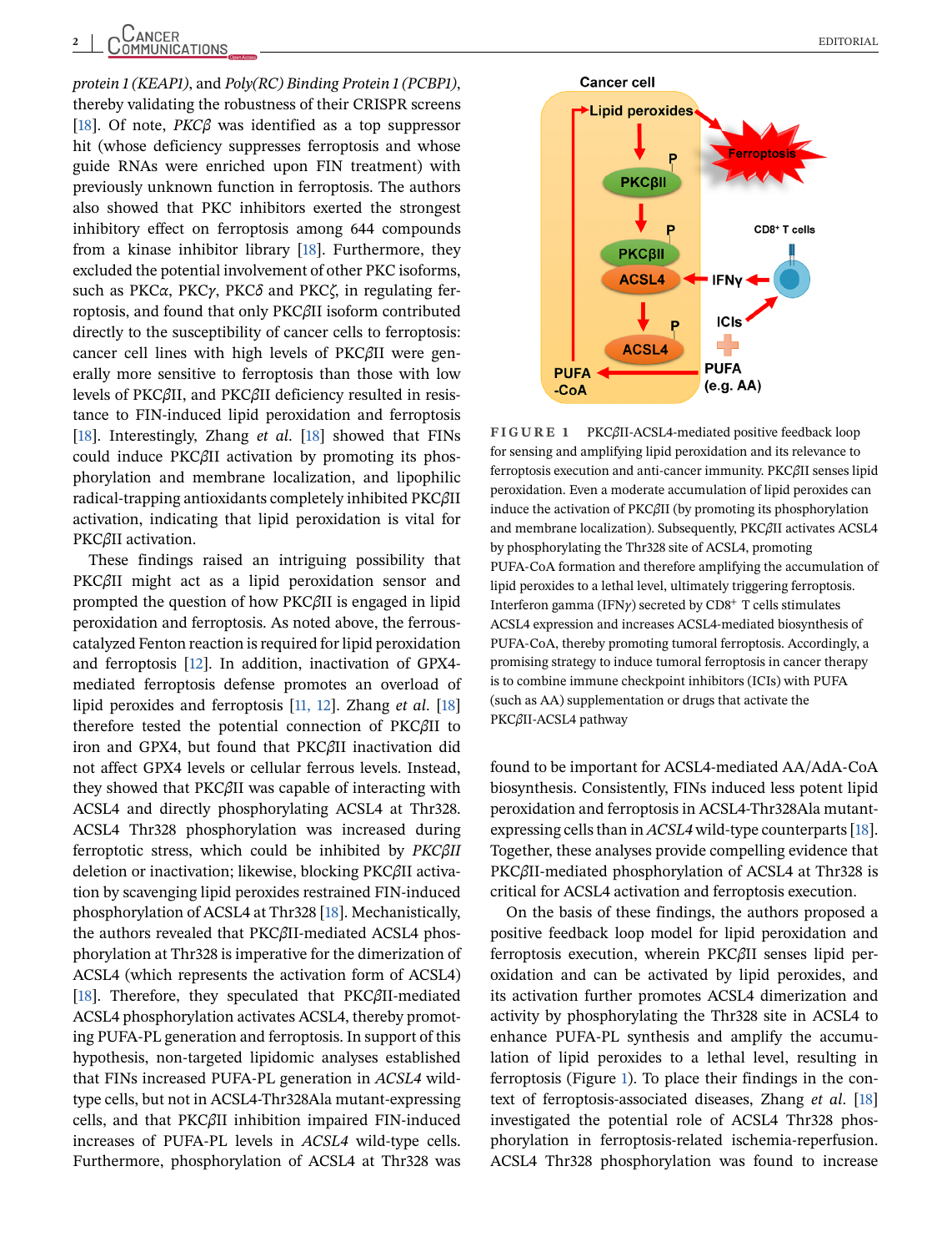*protein 1 (KEAP1)*, and *Poly(RC) Binding Protein 1 (PCBP1)*, thereby validating the robustness of their CRISPR screens [18]. Of note, *PKCβ* was identified as a top suppressor hit (whose deficiency suppresses ferroptosis and whose guide RNAs were enriched upon FIN treatment) with previously unknown function in ferroptosis. The authors also showed that PKC inhibitors exerted the strongest inhibitory effect on ferroptosis among 644 compounds from a kinase inhibitor library [18]. Furthermore, they excluded the potential involvement of other PKC isoforms, such as PKCα, PKCγ, PKCδ and PKCζ, in regulating ferroptosis, and found that only PKCβII isoform contributed directly to the susceptibility of cancer cells to ferroptosis: cancer cell lines with high levels of PKCβII were generally more sensitive to ferroptosis than those with low levels of PKCβII, and PKCβII deficiency resulted in resistance to FIN-induced lipid peroxidation and ferroptosis [18]. Interestingly, Zhang *et al.* [18] showed that FINs could induce PKCβII activation by promoting its phosphorylation and membrane localization, and lipophilic radical-trapping antioxidants completely inhibited PKCβII activation, indicating that lipid peroxidation is vital for PKCβII activation.

These findings raised an intriguing possibility that PKCβII might act as a lipid peroxidation sensor and prompted the question of how PKCβII is engaged in lipid peroxidation and ferroptosis. As noted above, the ferrous-catalyzed Fenton reaction is required for lipid peroxidation and ferroptosis [12]. In addition, inactivation of GPX4-mediated ferroptosis defense promotes an overload of lipid peroxides and ferroptosis [11, 12]. Zhang *et al.* [18] therefore tested the potential connection of PKCβII to iron and GPX4, but found that PKCβII inactivation did not affect GPX4 levels or cellular ferrous levels. Instead, they showed that PKCβII was capable of interacting with ACSL4 and directly phosphorylating ACSL4 at Thr328. ACSL4 Thr328 phosphorylation was increased during ferroptotic stress, which could be inhibited by *PKCβII* deletion or inactivation; likewise, blocking PKCβII activation by scavenging lipid peroxides restrained FIN-induced phosphorylation of ACSL4 at Thr328 [18]. Mechanistically, the authors revealed that PKCβII-mediated ACSL4 phosphorylation at Thr328 is imperative for the dimerization of ACSL4 (which represents the activation form of ACSL4) [18]. Therefore, they speculated that PKCβII-mediated ACSL4 phosphorylation activates ACSL4, thereby promoting PUFA-PL generation and ferroptosis. In support of this hypothesis, non-targeted lipidomic analyses established that FINs increased PUFA-PL generation in *ACSL4* wild-type cells, but not in ACSL4-Thr328Ala mutant-expressing cells, and that PKCβII inhibition impaired FIN-induced increases of PUFA-PL levels in *ACSL4* wild-type cells. Furthermore, phosphorylation of ACSL4 at Thr328 was found to be important for ACSL4-mediated AA/AdA-CoA biosynthesis. Consistently, FINs induced less potent lipid peroxidation and ferroptosis in ACSL4-Thr328Ala mutant-expressing cells than in *ACSL4* wild-type counterparts [18]. Together, these analyses provide compelling evidence that PKCβII-mediated phosphorylation of ACSL4 at Thr328 is critical for ACSL4 activation and ferroptosis execution.

**FIGURE 1** PKCβII-ACSL4-mediated positive feedback loop for sensing and amplifying lipid peroxidation and its relevance to ferroptosis execution and anti-cancer immunity. PKCβII senses lipid peroxidation. Even a moderate accumulation of lipid peroxides can induce the activation of PKCβII (by promoting its phosphorylation and membrane localization). Subsequently, PKCβII activates ACSL4 by phosphorylating the Thr328 site of ACSL4, promoting PUFA-CoA formation and therefore amplifying the accumulation of lipid peroxides to a lethal level, ultimately triggering ferroptosis. Interferon gamma (IFNγ) secreted by CD8[+] T cells stimulates ACSL4 expression and increases ACSL4-mediated biosynthesis of PUFA-CoA, thereby promoting tumoral ferroptosis. Accordingly, a promising strategy to induce tumoral ferroptosis in cancer therapy is to combine immune checkpoint inhibitors (ICIs) with PUFA (such as AA) supplementation or drugs that activate the PKCβII-ACSL4 pathway

On the basis of these findings, the authors proposed a positive feedback loop model for lipid peroxidation and ferroptosis execution, wherein PKCβII senses lipid peroxidation and can be activated by lipid peroxides, and its activation further promotes ACSL4 dimerization and activity by phosphorylating the Thr328 site in ACSL4 to enhance PUFA-PL synthesis and amplify the accumulation of lipid peroxides to a lethal level, resulting in ferroptosis (Figure 1). To place their findings in the context of ferroptosis-associated diseases, Zhang *et al.* [18] investigated the potential role of ACSL4 Thr328 phosphorylation in ferroptosis-related ischemia-reperfusion. ACSL4 Thr328 phosphorylation was found to increase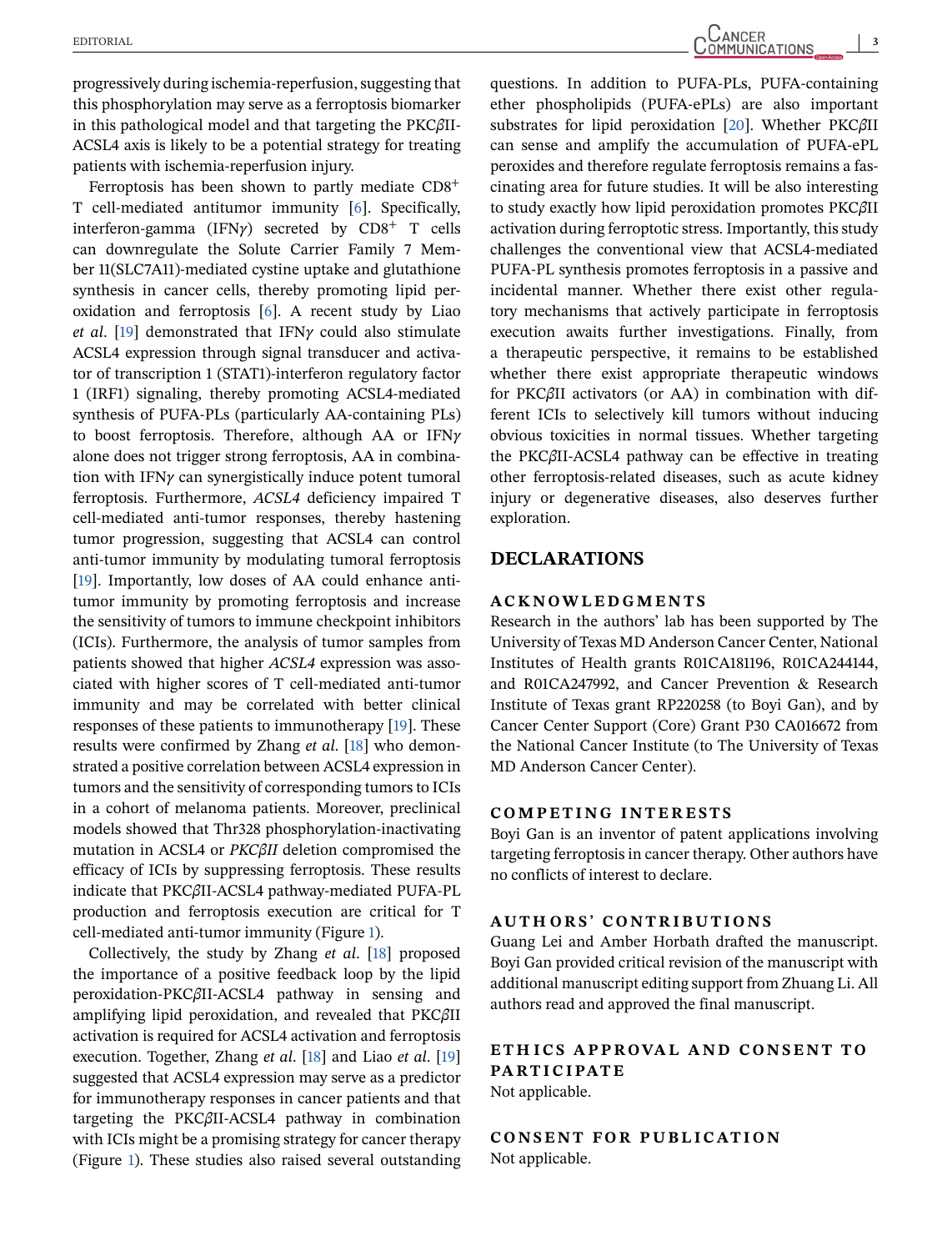progressively during ischemia-reperfusion, suggesting that this phosphorylation may serve as a ferroptosis biomarker in this pathological model and that targeting the PKC$\beta$II-ACSL4 axis is likely to be a potential strategy for treating patients with ischemia-reperfusion injury.

Ferroptosis has been shown to partly mediate CD8$^+$ T cell-mediated antitumor immunity [6]. Specifically, interferon-gamma (IFN$\gamma$) secreted by CD8$^+$ T cells can downregulate the Solute Carrier Family 7 Member 11(SLC7A11)-mediated cystine uptake and glutathione synthesis in cancer cells, thereby promoting lipid peroxidation and ferroptosis [6]. A recent study by Liao *et al*. [19] demonstrated that IFN$\gamma$ could also stimulate ACSL4 expression through signal transducer and activator of transcription 1 (STAT1)-interferon regulatory factor 1 (IRF1) signaling, thereby promoting ACSL4-mediated synthesis of PUFA-PLs (particularly AA-containing PLs) to boost ferroptosis. Therefore, although AA or IFN$\gamma$ alone does not trigger strong ferroptosis, AA in combination with IFN$\gamma$ can synergistically induce potent tumoral ferroptosis. Furthermore, *ACSL4* deficiency impaired T cell-mediated anti-tumor responses, thereby hastening tumor progression, suggesting that ACSL4 can control anti-tumor immunity by modulating tumoral ferroptosis [19]. Importantly, low doses of AA could enhance anti-tumor immunity by promoting ferroptosis and increase the sensitivity of tumors to immune checkpoint inhibitors (ICIs). Furthermore, the analysis of tumor samples from patients showed that higher *ACSL4* expression was associated with higher scores of T cell-mediated anti-tumor immunity and may be correlated with better clinical responses of these patients to immunotherapy [19]. These results were confirmed by Zhang *et al*. [18] who demonstrated a positive correlation between ACSL4 expression in tumors and the sensitivity of corresponding tumors to ICIs in a cohort of melanoma patients. Moreover, preclinical models showed that Thr328 phosphorylation-inactivating mutation in ACSL4 or *PKCβII* deletion compromised the efficacy of ICIs by suppressing ferroptosis. These results indicate that PKC$\beta$II-ACSL4 pathway-mediated PUFA-PL production and ferroptosis execution are critical for T cell-mediated anti-tumor immunity (Figure 1).

Collectively, the study by Zhang *et al*. [18] proposed the importance of a positive feedback loop by the lipid peroxidation-PKC$\beta$II-ACSL4 pathway in sensing and amplifying lipid peroxidation, and revealed that PKC$\beta$II activation is required for ACSL4 activation and ferroptosis execution. Together, Zhang *et al*. [18] and Liao *et al*. [19] suggested that ACSL4 expression may serve as a predictor for immunotherapy responses in cancer patients and that targeting the PKC$\beta$II-ACSL4 pathway in combination with ICIs might be a promising strategy for cancer therapy (Figure 1). These studies also raised several outstanding questions. In addition to PUFA-PLs, PUFA-containing ether phospholipids (PUFA-ePLs) are also important substrates for lipid peroxidation [20]. Whether PKC$\beta$II can sense and amplify the accumulation of PUFA-ePL peroxides and therefore regulate ferroptosis remains a fascinating area for future studies. It will be also interesting to study exactly how lipid peroxidation promotes PKC$\beta$II activation during ferroptotic stress. Importantly, this study challenges the conventional view that ACSL4-mediated PUFA-PL synthesis promotes ferroptosis in a passive and incidental manner. Whether there exist other regulatory mechanisms that actively participate in ferroptosis execution awaits further investigations. Finally, from a therapeutic perspective, it remains to be established whether there exist appropriate therapeutic windows for PKC$\beta$II activators (or AA) in combination with different ICIs to selectively kill tumors without inducing obvious toxicities in normal tissues. Whether targeting the PKC$\beta$II-ACSL4 pathway can be effective in treating other ferroptosis-related diseases, such as acute kidney injury or degenerative diseases, also deserves further exploration.

## DECLARATIONS

### ACKNOWLEDGMENTS

Research in the authors' lab has been supported by The University of Texas MD Anderson Cancer Center, National Institutes of Health grants R01CA181196, R01CA244144, and R01CA247992, and Cancer Prevention & Research Institute of Texas grant RP220258 (to Boyi Gan), and by Cancer Center Support (Core) Grant P30 CA016672 from the National Cancer Institute (to The University of Texas MD Anderson Cancer Center).

### COMPETING INTERESTS

Boyi Gan is an inventor of patent applications involving targeting ferroptosis in cancer therapy. Other authors have no conflicts of interest to declare.

### AUTHORS' CONTRIBUTIONS

Guang Lei and Amber Horbath drafted the manuscript. Boyi Gan provided critical revision of the manuscript with additional manuscript editing support from Zhuang Li. All authors read and approved the final manuscript.

### ETHICS APPROVAL AND CONSENT TO PARTICIPATE

Not applicable.

### CONSENT FOR PUBLICATION

Not applicable.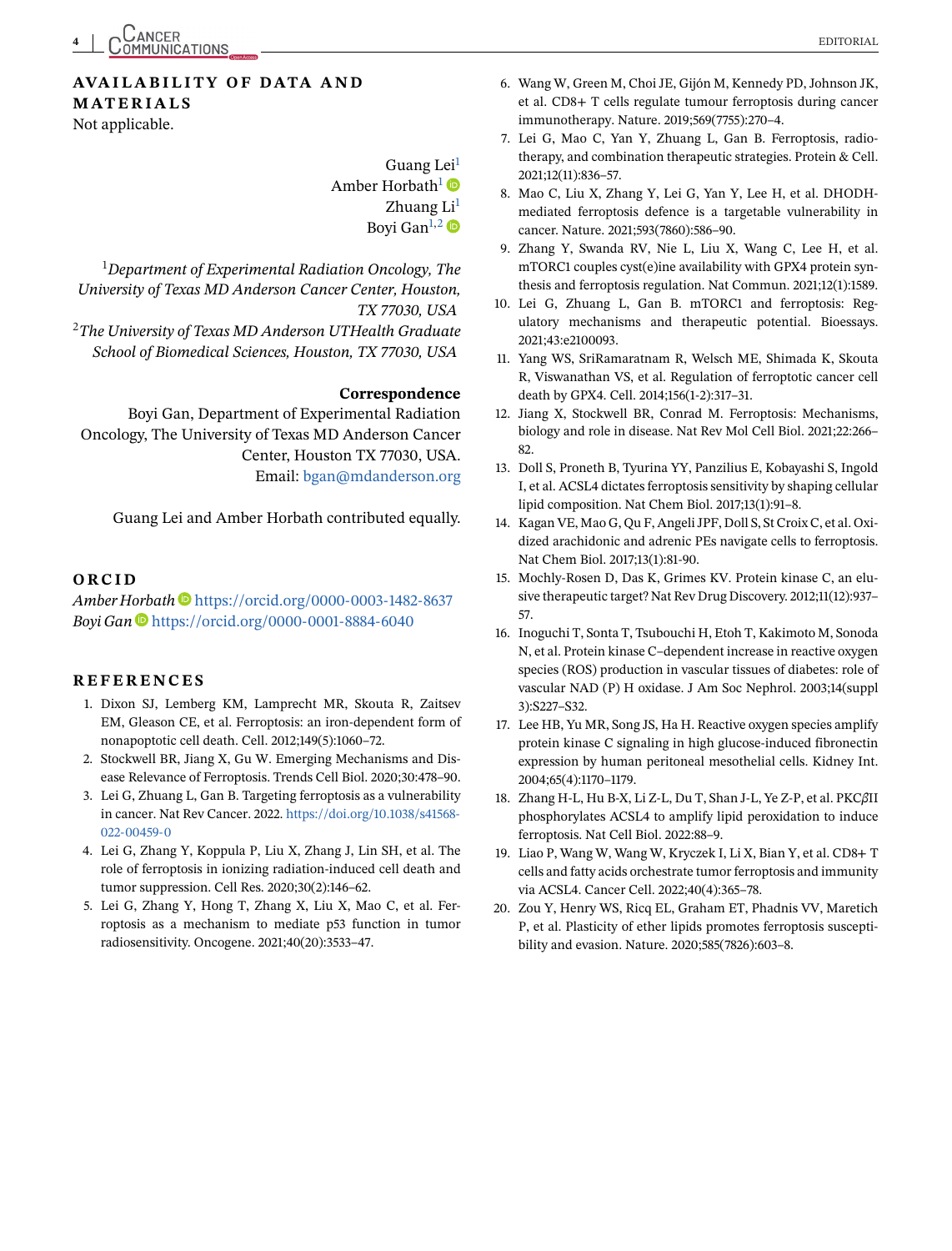## AVAILABILITY OF DATA AND MATERIALS

Not applicable.

Guang Lei[1]
Amber Horbath[1]
Zhuang Li[1]
Boyi Gan[1,2]

[1]*Department of Experimental Radiation Oncology, The University of Texas MD Anderson Cancer Center, Houston, TX 77030, USA*
[2]*The University of Texas MD Anderson UTHealth Graduate School of Biomedical Sciences, Houston, TX 77030, USA*

**Correspondence**
Boyi Gan, Department of Experimental Radiation Oncology, The University of Texas MD Anderson Cancer Center, Houston TX 77030, USA.
Email: bgan@mdanderson.org

Guang Lei and Amber Horbath contributed equally.

## ORCID

*Amber Horbath* https://orcid.org/0000-0003-1482-8637
*Boyi Gan* https://orcid.org/0000-0001-8884-6040

## REFERENCES

1. Dixon SJ, Lemberg KM, Lamprecht MR, Skouta R, Zaitsev EM, Gleason CE, et al. Ferroptosis: an iron-dependent form of nonapoptotic cell death. Cell. 2012;149(5):1060–72.
2. Stockwell BR, Jiang X, Gu W. Emerging Mechanisms and Disease Relevance of Ferroptosis. Trends Cell Biol. 2020;30:478–90.
3. Lei G, Zhuang L, Gan B. Targeting ferroptosis as a vulnerability in cancer. Nat Rev Cancer. 2022. https://doi.org/10.1038/s41568-022-00459-0
4. Lei G, Zhang Y, Koppula P, Liu X, Zhang J, Lin SH, et al. The role of ferroptosis in ionizing radiation-induced cell death and tumor suppression. Cell Res. 2020;30(2):146–62.
5. Lei G, Zhang Y, Hong T, Zhang X, Liu X, Mao C, et al. Ferroptosis as a mechanism to mediate p53 function in tumor radiosensitivity. Oncogene. 2021;40(20):3533–47.
6. Wang W, Green M, Choi JE, Gijón M, Kennedy PD, Johnson JK, et al. CD8+ T cells regulate tumour ferroptosis during cancer immunotherapy. Nature. 2019;569(7755):270–4.
7. Lei G, Mao C, Yan Y, Zhuang L, Gan B. Ferroptosis, radiotherapy, and combination therapeutic strategies. Protein & Cell. 2021;12(11):836–57.
8. Mao C, Liu X, Zhang Y, Lei G, Yan Y, Lee H, et al. DHODH-mediated ferroptosis defence is a targetable vulnerability in cancer. Nature. 2021;593(7860):586–90.
9. Zhang Y, Swanda RV, Nie L, Liu X, Wang C, Lee H, et al. mTORC1 couples cyst(e)ine availability with GPX4 protein synthesis and ferroptosis regulation. Nat Commun. 2021;12(1):1589.
10. Lei G, Zhuang L, Gan B. mTORC1 and ferroptosis: Regulatory mechanisms and therapeutic potential. Bioessays. 2021;43:e2100093.
11. Yang WS, SriRamaratnam R, Welsch ME, Shimada K, Skouta R, Viswanathan VS, et al. Regulation of ferroptotic cancer cell death by GPX4. Cell. 2014;156(1-2):317–31.
12. Jiang X, Stockwell BR, Conrad M. Ferroptosis: Mechanisms, biology and role in disease. Nat Rev Mol Cell Biol. 2021;22:266–82.
13. Doll S, Proneth B, Tyurina YY, Panzilius E, Kobayashi S, Ingold I, et al. ACSL4 dictates ferroptosis sensitivity by shaping cellular lipid composition. Nat Chem Biol. 2017;13(1):91–8.
14. Kagan VE, Mao G, Qu F, Angeli JPF, Doll S, St Croix C, et al. Oxidized arachidonic and adrenic PEs navigate cells to ferroptosis. Nat Chem Biol. 2017;13(1):81-90.
15. Mochly-Rosen D, Das K, Grimes KV. Protein kinase C, an elusive therapeutic target? Nat Rev Drug Discovery. 2012;11(12):937–57.
16. Inoguchi T, Sonta T, Tsubouchi H, Etoh T, Kakimoto M, Sonoda N, et al. Protein kinase C–dependent increase in reactive oxygen species (ROS) production in vascular tissues of diabetes: role of vascular NAD (P) H oxidase. J Am Soc Nephrol. 2003;14(suppl 3):S227–S32.
17. Lee HB, Yu MR, Song JS, Ha H. Reactive oxygen species amplify protein kinase C signaling in high glucose-induced fibronectin expression by human peritoneal mesothelial cells. Kidney Int. 2004;65(4):1170–1179.
18. Zhang H-L, Hu B-X, Li Z-L, Du T, Shan J-L, Ye Z-P, et al. PKCβII phosphorylates ACSL4 to amplify lipid peroxidation to induce ferroptosis. Nat Cell Biol. 2022:88–9.
19. Liao P, Wang W, Wang W, Kryczek I, Li X, Bian Y, et al. CD8+ T cells and fatty acids orchestrate tumor ferroptosis and immunity via ACSL4. Cancer Cell. 2022;40(4):365–78.
20. Zou Y, Henry WS, Ricq EL, Graham ET, Phadnis VV, Maretich P, et al. Plasticity of ether lipids promotes ferroptosis susceptibility and evasion. Nature. 2020;585(7826):603–8.